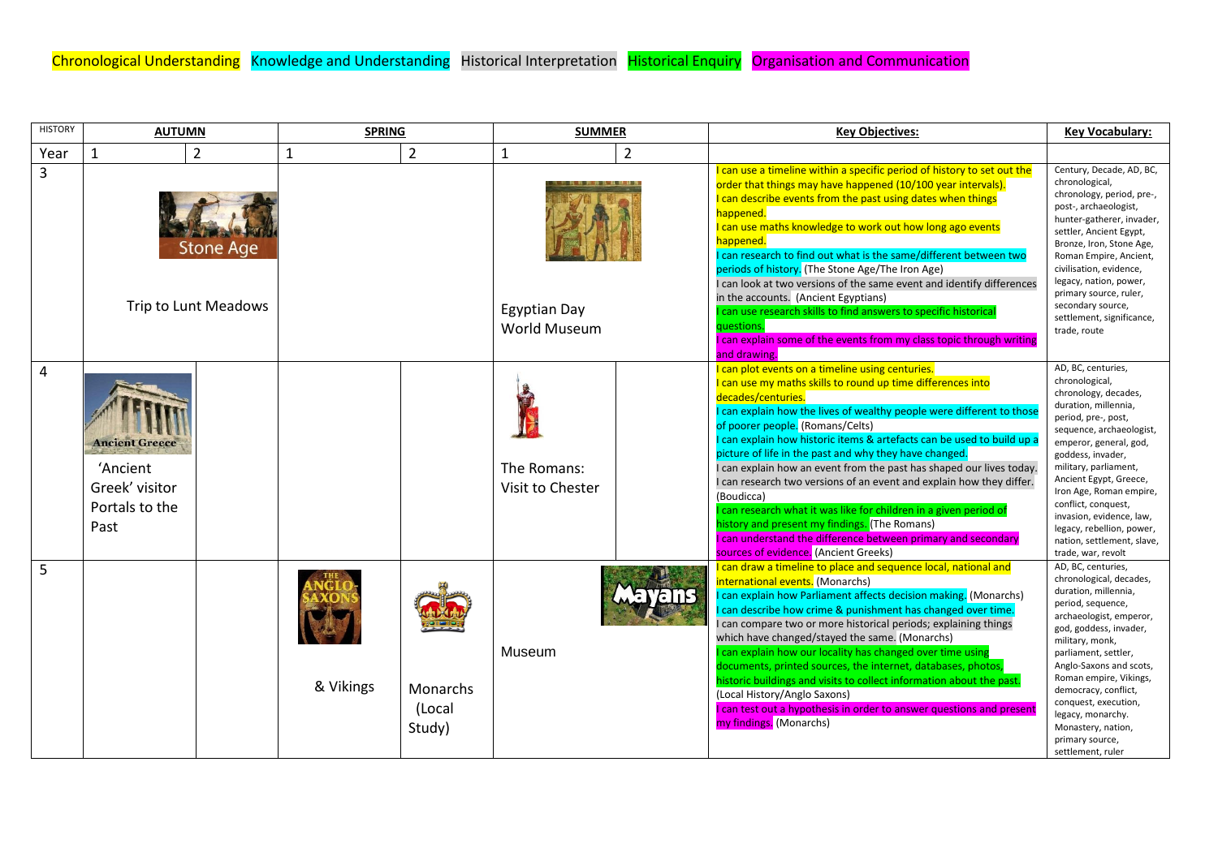Chronological Understanding | Knowledge and Understanding | Historical Interpretation | Historical Enquiry | Organisation and Communication

| HISTORY | AUTUMN | | SPRING | | SUMMER | | Key Objectives: | Key Vocabulary: |
|---|---|---|---|---|---|---|---|---|
| Year | 1 | 2 | 1 | 2 | 1 | 2 | | |
| 3 | Stone Age<br>Trip to Lunt Meadows | | | | Egyptian Day<br>World Museum | | I can use a timeline within a specific period of history to set out the order that things may have happened (10/100 year intervals).<br>I can describe events from the past using dates when things happened.<br>I can use maths knowledge to work out how long ago events happened.<br>I can research to find out what is the same/different between two periods of history. (The Stone Age/The Iron Age)<br>I can look at two versions of the same event and identify differences in the accounts. (Ancient Egyptians)<br>I can use research skills to find answers to specific historical questions.<br>I can explain some of the events from my class topic through writing and drawing. | Century, Decade, AD, BC, chronological, chronology, period, pre-, post-, archaeologist, hunter-gatherer, invader, settler, Ancient Egypt, Bronze, Iron, Stone Age, Roman Empire, Ancient, civilisation, evidence, legacy, nation, power, primary source, ruler, secondary source, settlement, significance, trade, route |
| 4 | Ancient Greece<br>'Ancient Greek' visitor Portals to the Past | | | | The Romans: Visit to Chester | | I can plot events on a timeline using centuries.<br>I can use my maths skills to round up time differences into decades/centuries.<br>I can explain how the lives of wealthy people were different to those of poorer people. (Romans/Celts)<br>I can explain how historic items & artefacts can be used to build up a picture of life in the past and why they have changed.<br>I can explain how an event from the past has shaped our lives today.<br>I can research two versions of an event and explain how they differ. (Boudicca)<br>I can research what it was like for children in a given period of history and present my findings. (The Romans)<br>I can understand the difference between primary and secondary sources of evidence. (Ancient Greeks) | AD, BC, centuries, chronological, chronology, decades, duration, millennia, period, pre-, post, sequence, archaeologist, emperor, general, god, goddess, invader, military, parliament, Ancient Egypt, Greece, Iron Age, Roman empire, conflict, conquest, invasion, evidence, law, legacy, rebellion, power, nation, settlement, slave, trade, war, revolt |
| 5 | | | The Anglo-Saxons & Vikings | Monarchs (Local Study) | Museum | Mayans | I can draw a timeline to place and sequence local, national and international events. (Monarchs)<br>I can explain how Parliament affects decision making. (Monarchs)<br>I can describe how crime & punishment has changed over time.<br>I can compare two or more historical periods; explaining things which have changed/stayed the same. (Monarchs)<br>I can explain how our locality has changed over time using documents, printed sources, the internet, databases, photos, historic buildings and visits to collect information about the past. (Local History/Anglo Saxons)<br>I can test out a hypothesis in order to answer questions and present my findings. (Monarchs) | AD, BC, centuries, chronological, decades, duration, millennia, period, sequence, archaeologist, emperor, god, goddess, invader, military, monk, parliament, settler, Anglo-Saxons and scots, Roman empire, Vikings, democracy, conflict, conquest, execution, legacy, monarchy. Monastery, nation, primary source, settlement, ruler |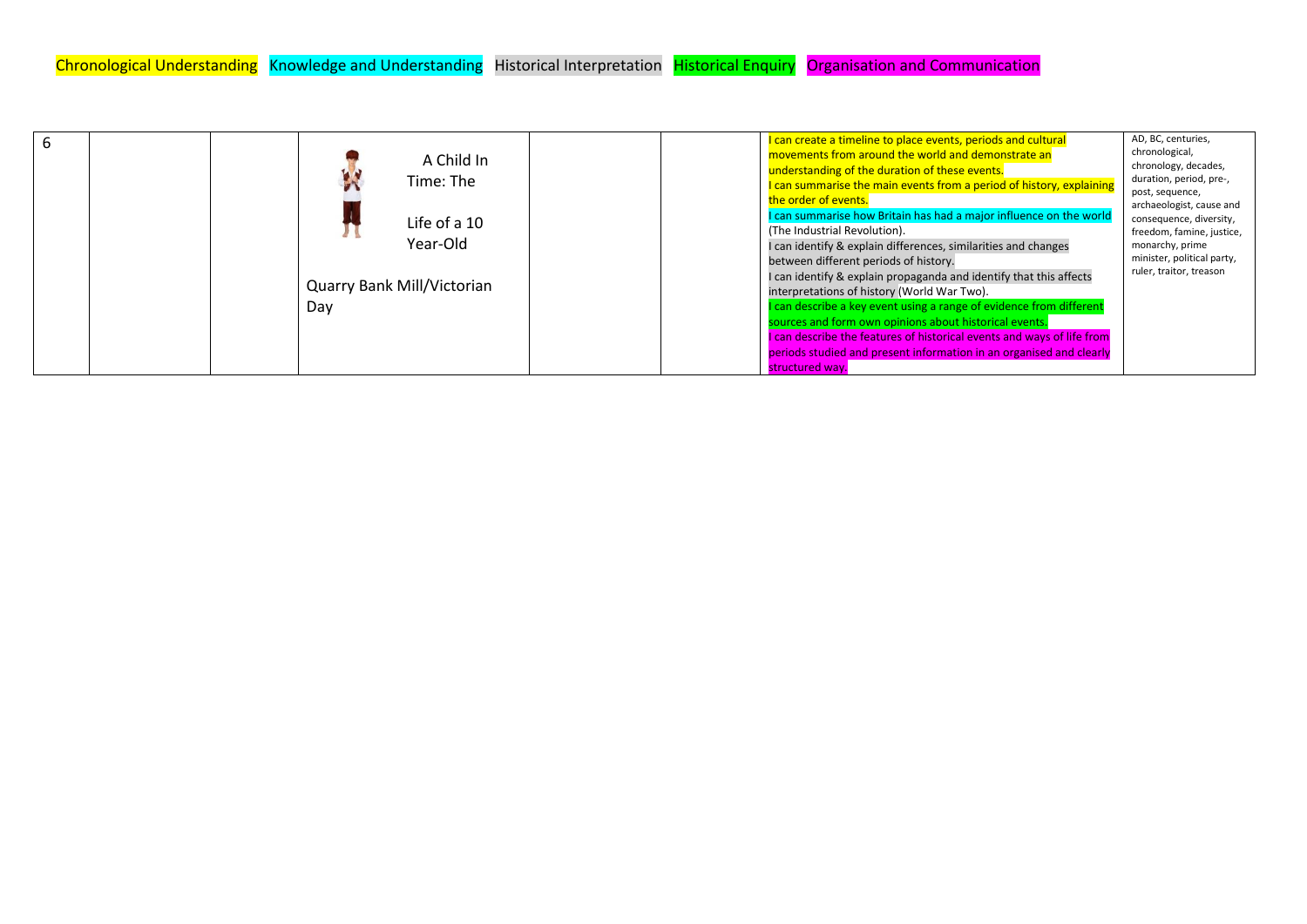Chronological Understanding Knowledge and Understanding Historical Interpretation Historical Enquiry Organisation and Communication

| | | | | | | | |
|---|---|---|---|---|---|---|---|
| 6 | | | A Child In Time: The Life of a 10 Year-Old<br><br>Quarry Bank Mill/Victorian Day | | | I can create a timeline to place events, periods and cultural movements from around the world and demonstrate an understanding of the duration of these events.<br>I can summarise the main events from a period of history, explaining the order of events.<br>I can summarise how Britain has had a major influence on the world (The Industrial Revolution).<br>I can identify & explain differences, similarities and changes between different periods of history.<br>I can identify & explain propaganda and identify that this affects interpretations of history (World War Two).<br>I can describe a key event using a range of evidence from different sources and form own opinions about historical events.<br>I can describe the features of historical events and ways of life from periods studied and present information in an organised and clearly structured way. | AD, BC, centuries, chronological, chronology, decades, duration, period, pre-, post, sequence, archaeologist, cause and consequence, diversity, freedom, famine, justice, monarchy, prime minister, political party, ruler, traitor, treason |